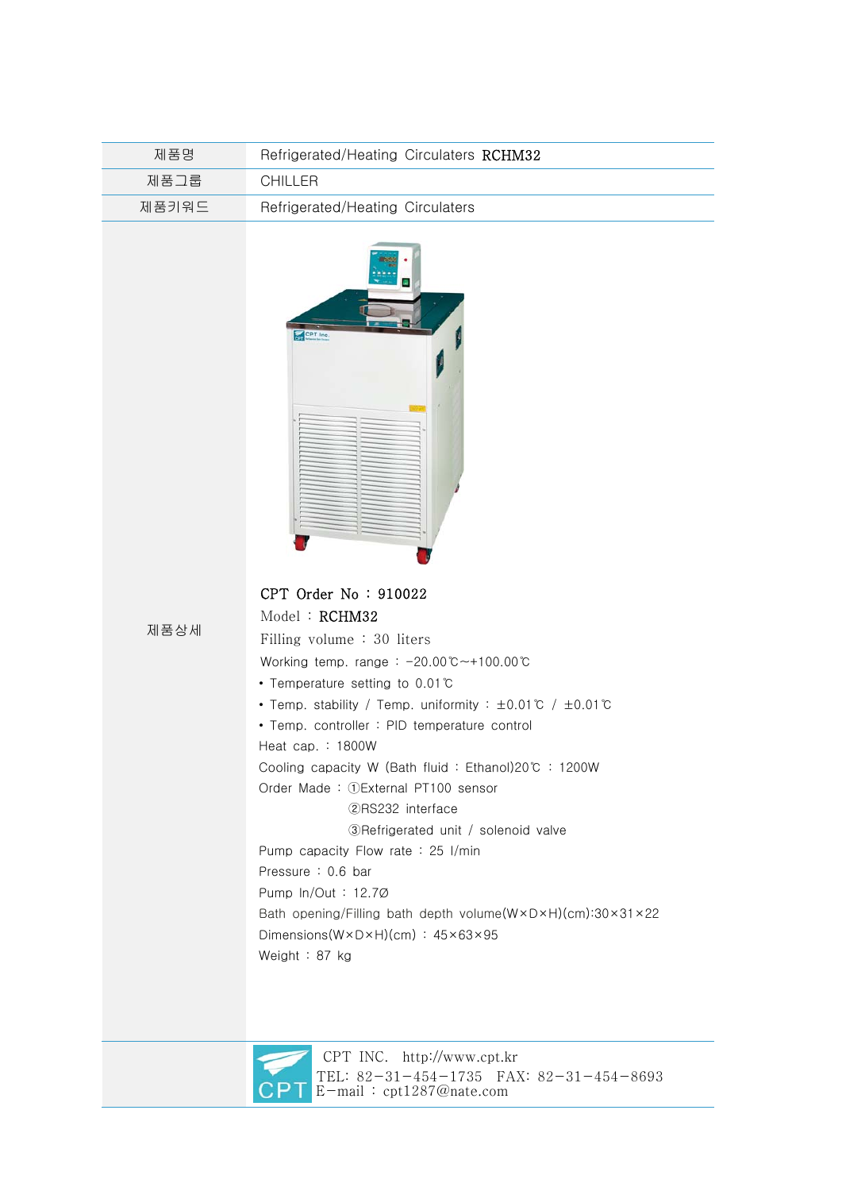| | |
|---|---|
| 제품명 | Refrigerated/Heating Circulaters RCHM32 |
| 제품그룹 | CHILLER |
| 제품키워드 | Refrigerated/Heating Circulaters |
| 제품상세 | CPT Order No : 910022<br>Model : RCHM32<br>Filling volume : 30 liters<br>Working temp. range : -20.00℃~+100.00℃<br>• Temperature setting to 0.01℃<br>• Temp. stability / Temp. uniformity : ±0.01℃ / ±0.01℃<br>• Temp. controller : PID temperature control<br>Heat cap. : 1800W<br>Cooling capacity W (Bath fluid : Ethanol)20℃ : 1200W<br>Order Made : ①External PT100 sensor<br>②RS232 interface<br>③Refrigerated unit / solenoid valve<br>Pump capacity Flow rate : 25 l/min<br>Pressure : 0.6 bar<br>Pump In/Out : 12.7Ø<br>Bath opening/Filling bath depth volume(W×D×H)(cm):30×31×22<br>Dimensions(W×D×H)(cm) : 45×63×95<br>Weight : 87 kg |

CPT INC. http://www.cpt.kr
TEL: 82-31-454-1735 FAX: 82-31-454-8693
E-mail : cpt1287@nate.com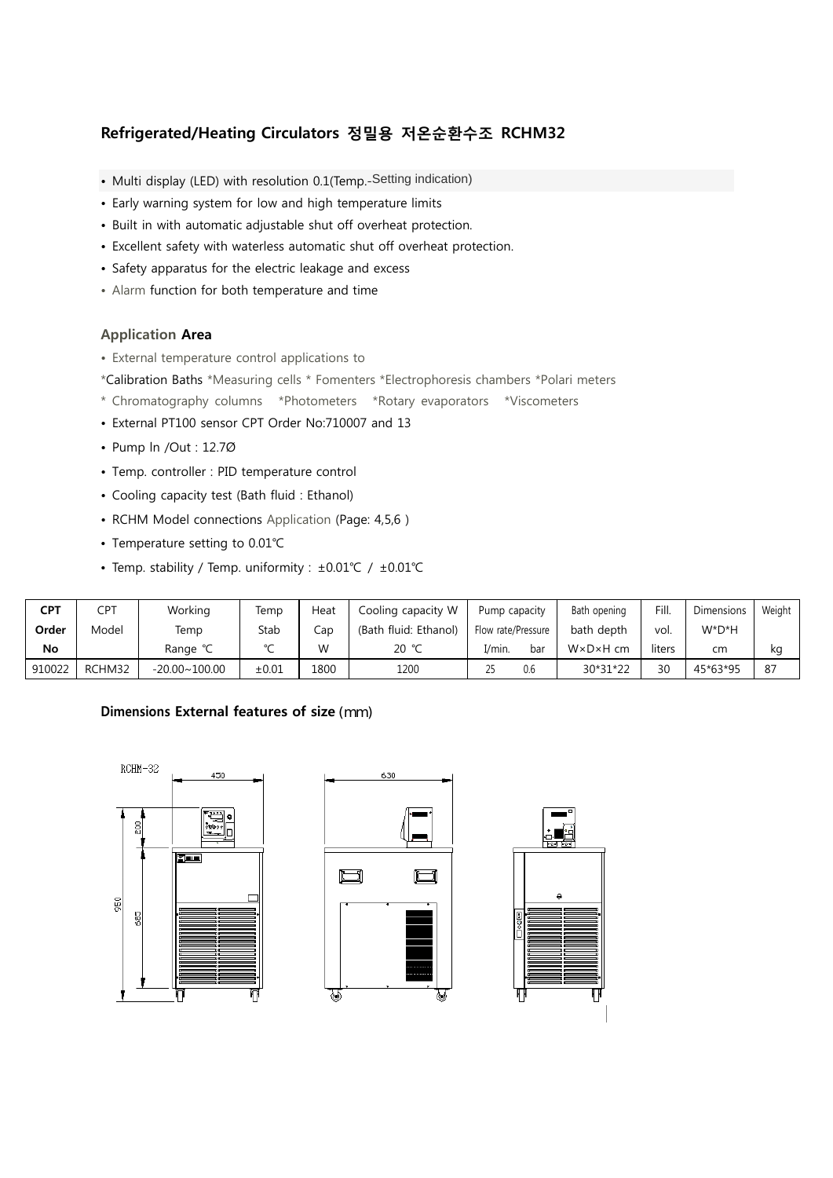## Refrigerated/Heating Circulators 정밀용 저온순환수조 RCHM32

- Multi display (LED) with resolution 0.1(Temp.-Setting indication)
- Early warning system for low and high temperature limits
- Built in with automatic adjustable shut off overheat protection.
- Excellent safety with waterless automatic shut off overheat protection.
- Safety apparatus for the electric leakage and excess
- Alarm function for both temperature and time

### Application Area

- External temperature control applications to

*Calibration Baths *Measuring cells * Fomenters *Electrophoresis chambers *Polari meters

* Chromatography columns *Photometers *Rotary evaporators *Viscometers

- External PT100 sensor CPT Order No:710007 and 13
- Pump In /Out : 12.7Ø
- Temp. controller : PID temperature control
- Cooling capacity test (Bath fluid : Ethanol)
- RCHM Model connections Application (Page: 4,5,6 )
- Temperature setting to 0.01℃
- Temp. stability / Temp. uniformity : ±0.01℃ / ±0.01℃

| CPT Order No | CPT Model | Working Temp Range ℃ | Temp Stab ℃ | Heat Cap W | Cooling capacity W (Bath fluid: Ethanol) 20 ℃ | Pump capacity Flow rate/Pressure l/min. | bar | Bath opening bath depth W×D×H cm | Fill. vol. liters | Dimensions W*D*H cm | Weight kg |
|---|---|---|---|---|---|---|---|---|---|---|---|
| 910022 | RCHM32 | -20.00~100.00 | ±0.01 | 1800 | 1200 | 25 | 0.6 | 30*31*22 | 30 | 45*63*95 | 87 |

### Dimensions External features of size (mm)

RCHM-32

450

630

200

950

685